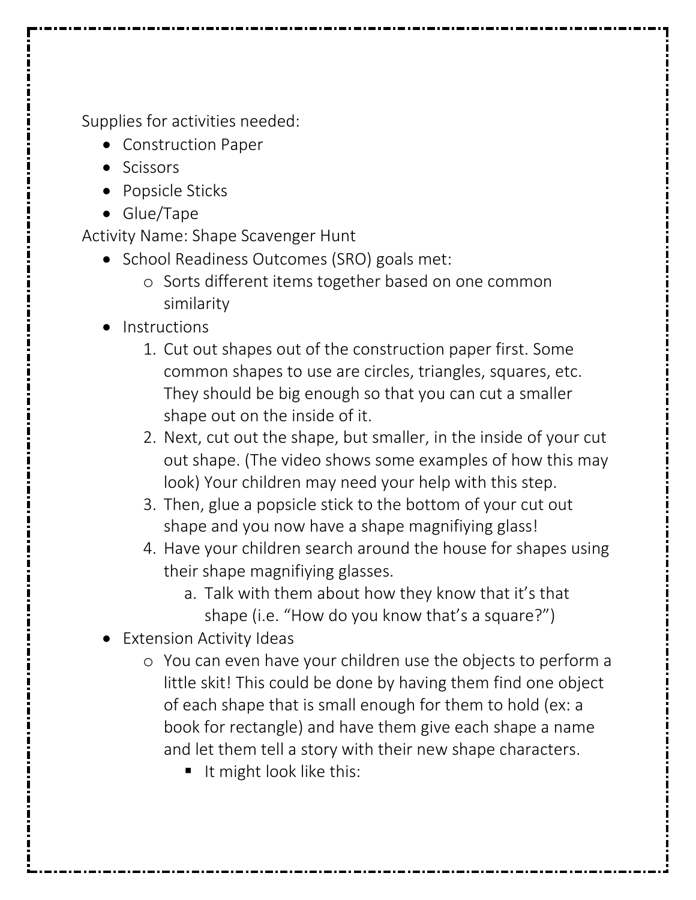Supplies for activities needed:

- Construction Paper
- Scissors
- Popsicle Sticks
- Glue/Tape

Activity Name: Shape Scavenger Hunt

- School Readiness Outcomes (SRO) goals met:
  - Sorts different items together based on one common similarity
- Instructions
  1. Cut out shapes out of the construction paper first. Some common shapes to use are circles, triangles, squares, etc. They should be big enough so that you can cut a smaller shape out on the inside of it.
  2. Next, cut out the shape, but smaller, in the inside of your cut out shape. (The video shows some examples of how this may look) Your children may need your help with this step.
  3. Then, glue a popsicle stick to the bottom of your cut out shape and you now have a shape magnifiying glass!
  4. Have your children search around the house for shapes using their shape magnifiying glasses.
     a. Talk with them about how they know that it's that shape (i.e. "How do you know that's a square?")
- Extension Activity Ideas
  - You can even have your children use the objects to perform a little skit! This could be done by having them find one object of each shape that is small enough for them to hold (ex: a book for rectangle) and have them give each shape a name and let them tell a story with their new shape characters.
    - It might look like this: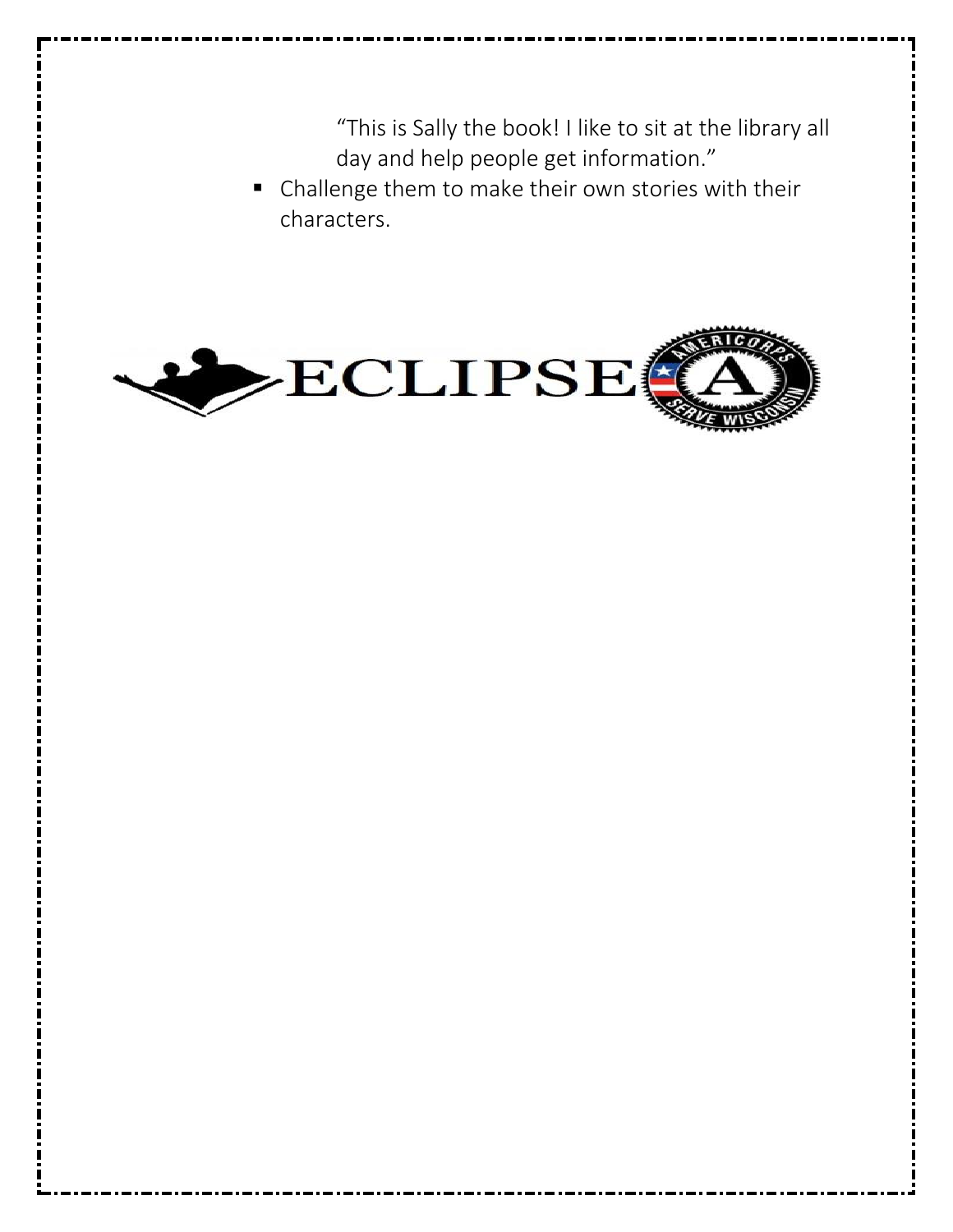"This is Sally the book! I like to sit at the library all day and help people get information."

- Challenge them to make their own stories with their characters.

ECLIPSE